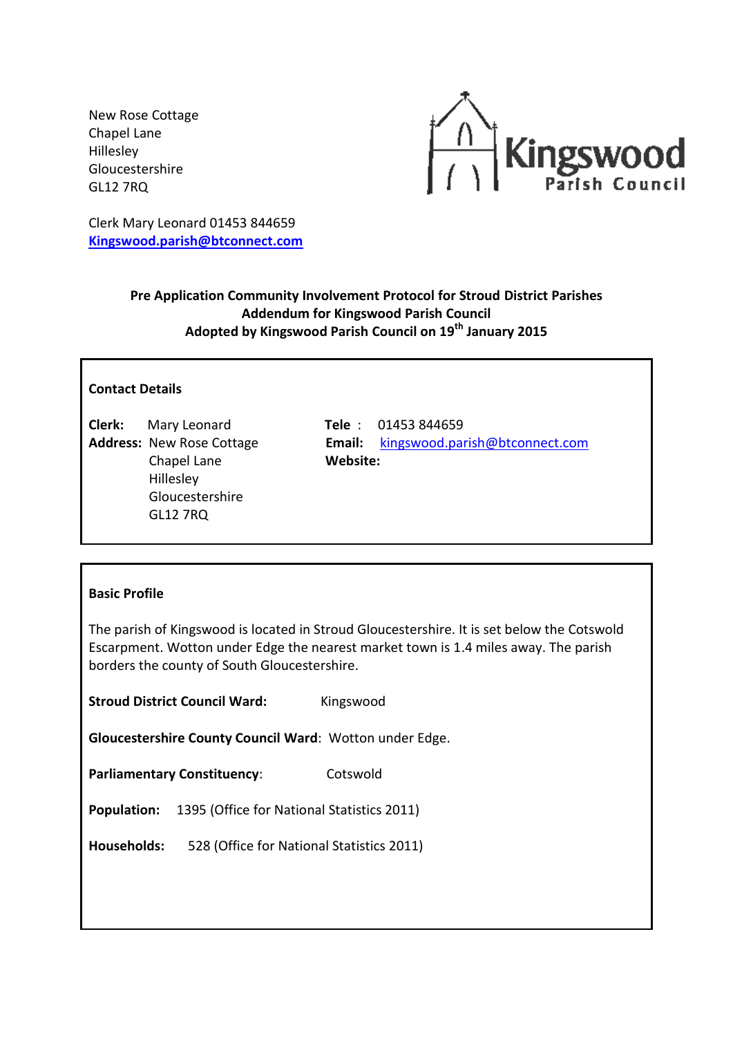New Rose Cottage
Chapel Lane
Hillesley
Gloucestershire
GL12 7RQ

Kingswood Parish Council

Clerk Mary Leonard 01453 844659
**Kingswood.parish@btconnect.com**

**Pre Application Community Involvement Protocol for Stroud District Parishes**
**Addendum for Kingswood Parish Council**
**Adopted by Kingswood Parish Council on 19th January 2015**

### Contact Details

**Clerk:** Mary Leonard
**Address:** New Rose Cottage
Chapel Lane
Hillesley
Gloucestershire
GL12 7RQ

**Tele** : 01453 844659
**Email:** kingswood.parish@btconnect.com
**Website:**

### Basic Profile

The parish of Kingswood is located in Stroud Gloucestershire. It is set below the Cotswold Escarpment. Wotton under Edge the nearest market town is 1.4 miles away. The parish borders the county of South Gloucestershire.

**Stroud District Council Ward:** Kingswood

**Gloucestershire County Council Ward**: Wotton under Edge.

**Parliamentary Constituency**: Cotswold

**Population:** 1395 (Office for National Statistics 2011)

**Households:** 528 (Office for National Statistics 2011)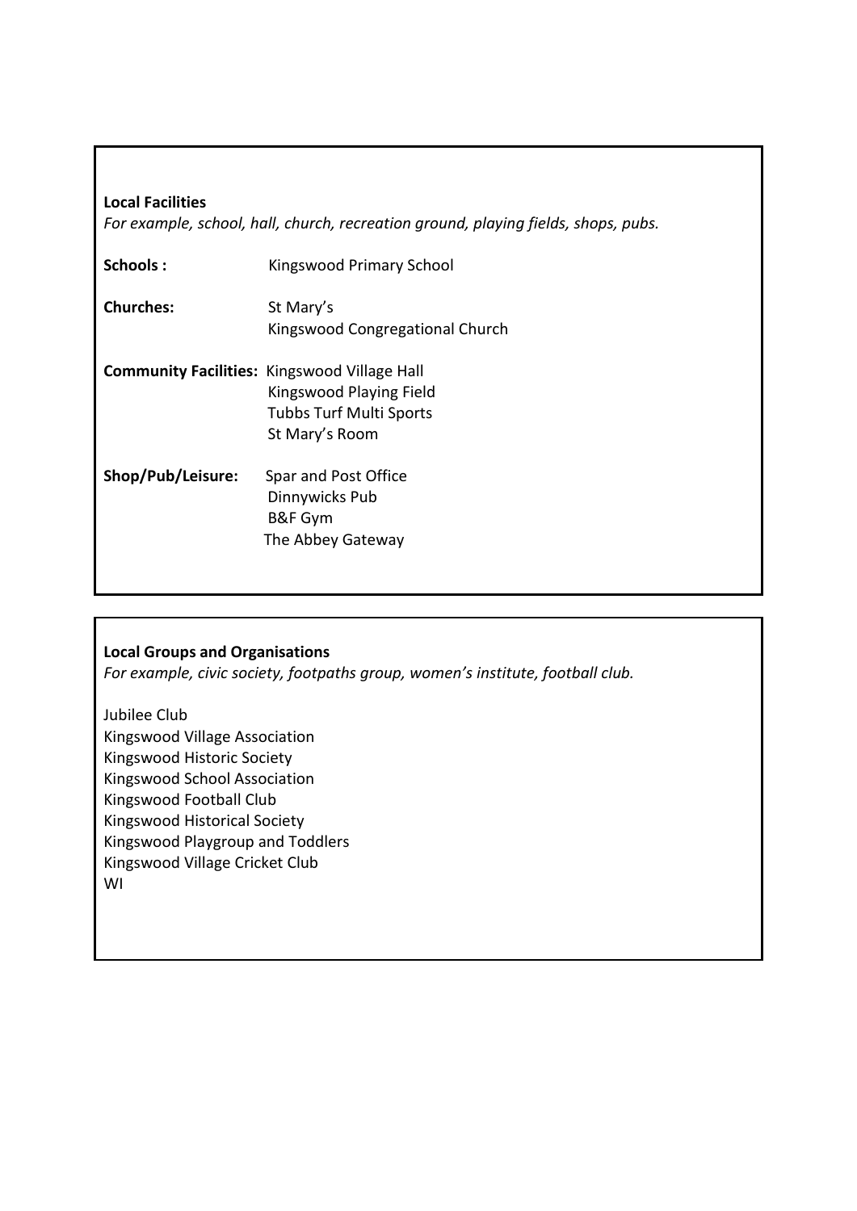**Local Facilities**

*For example, school, hall, church, recreation ground, playing fields, shops, pubs.*

**Schools :** Kingswood Primary School

**Churches:** St Mary's
Kingswood Congregational Church

**Community Facilities:** Kingswood Village Hall
Kingswood Playing Field
Tubbs Turf Multi Sports
St Mary's Room

**Shop/Pub/Leisure:** Spar and Post Office
Dinnywicks Pub
B&F Gym
The Abbey Gateway

**Local Groups and Organisations**

*For example, civic society, footpaths group, women's institute, football club.*

Jubilee Club
Kingswood Village Association
Kingswood Historic Society
Kingswood School Association
Kingswood Football Club
Kingswood Historical Society
Kingswood Playgroup and Toddlers
Kingswood Village Cricket Club
WI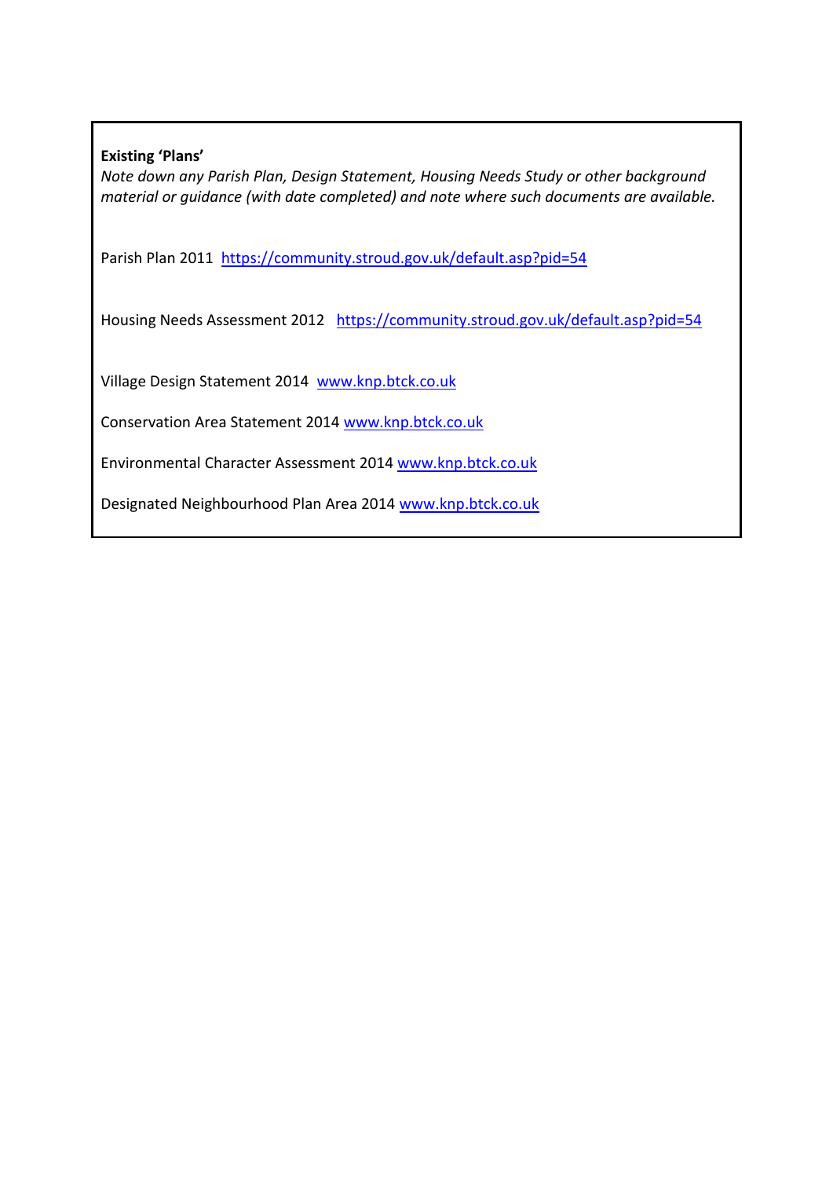**Existing 'Plans'**

*Note down any Parish Plan, Design Statement, Housing Needs Study or other background material or guidance (with date completed) and note where such documents are available.*

Parish Plan 2011 [https://community.stroud.gov.uk/default.asp?pid=54](https://community.stroud.gov.uk/default.asp?pid=54)

Housing Needs Assessment 2012 [https://community.stroud.gov.uk/default.asp?pid=54](https://community.stroud.gov.uk/default.asp?pid=54)

Village Design Statement 2014 [www.knp.btck.co.uk](http://www.knp.btck.co.uk)

Conservation Area Statement 2014 [www.knp.btck.co.uk](http://www.knp.btck.co.uk)

Environmental Character Assessment 2014 [www.knp.btck.co.uk](http://www.knp.btck.co.uk)

Designated Neighbourhood Plan Area 2014 [www.knp.btck.co.uk](http://www.knp.btck.co.uk)